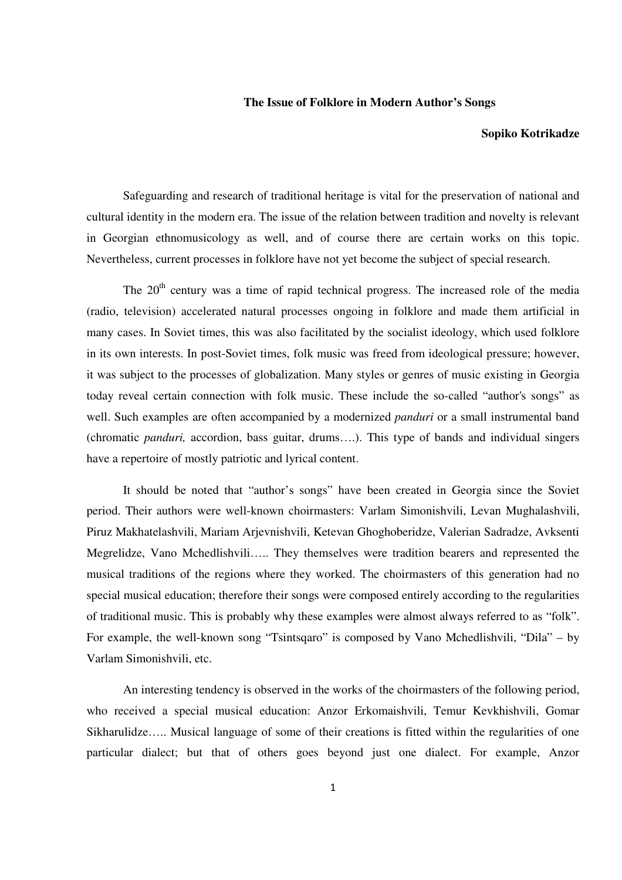# The Issue of Folklore in Modern Author's Songs

**Sopiko Kotrikadze**

Safeguarding and research of traditional heritage is vital for the preservation of national and cultural identity in the modern era. The issue of the relation between tradition and novelty is relevant in Georgian ethnomusicology as well, and of course there are certain works on this topic. Nevertheless, current processes in folklore have not yet become the subject of special research.

The 20th century was a time of rapid technical progress. The increased role of the media (radio, television) accelerated natural processes ongoing in folklore and made them artificial in many cases. In Soviet times, this was also facilitated by the socialist ideology, which used folklore in its own interests. In post-Soviet times, folk music was freed from ideological pressure; however, it was subject to the processes of globalization. Many styles or genres of music existing in Georgia today reveal certain connection with folk music. These include the so-called "author's songs" as well. Such examples are often accompanied by a modernized *panduri* or a small instrumental band (chromatic *panduri,* accordion, bass guitar, drums….). This type of bands and individual singers have a repertoire of mostly patriotic and lyrical content.

It should be noted that "author's songs" have been created in Georgia since the Soviet period. Their authors were well-known choirmasters: Varlam Simonishvili, Levan Mughalashvili, Piruz Makhatelashvili, Mariam Arjevnishvili, Ketevan Ghoghoberidze, Valerian Sadradze, Avksenti Megrelidze, Vano Mchedlishvili….. They themselves were tradition bearers and represented the musical traditions of the regions where they worked. The choirmasters of this generation had no special musical education; therefore their songs were composed entirely according to the regularities of traditional music. This is probably why these examples were almost always referred to as "folk". For example, the well-known song "Tsintsqaro" is composed by Vano Mchedlishvili, "Dila" – by Varlam Simonishvili, etc.

An interesting tendency is observed in the works of the choirmasters of the following period, who received a special musical education: Anzor Erkomaishvili, Temur Kevkhishvili, Gomar Sikharulidze….. Musical language of some of their creations is fitted within the regularities of one particular dialect; but that of others goes beyond just one dialect. For example, Anzor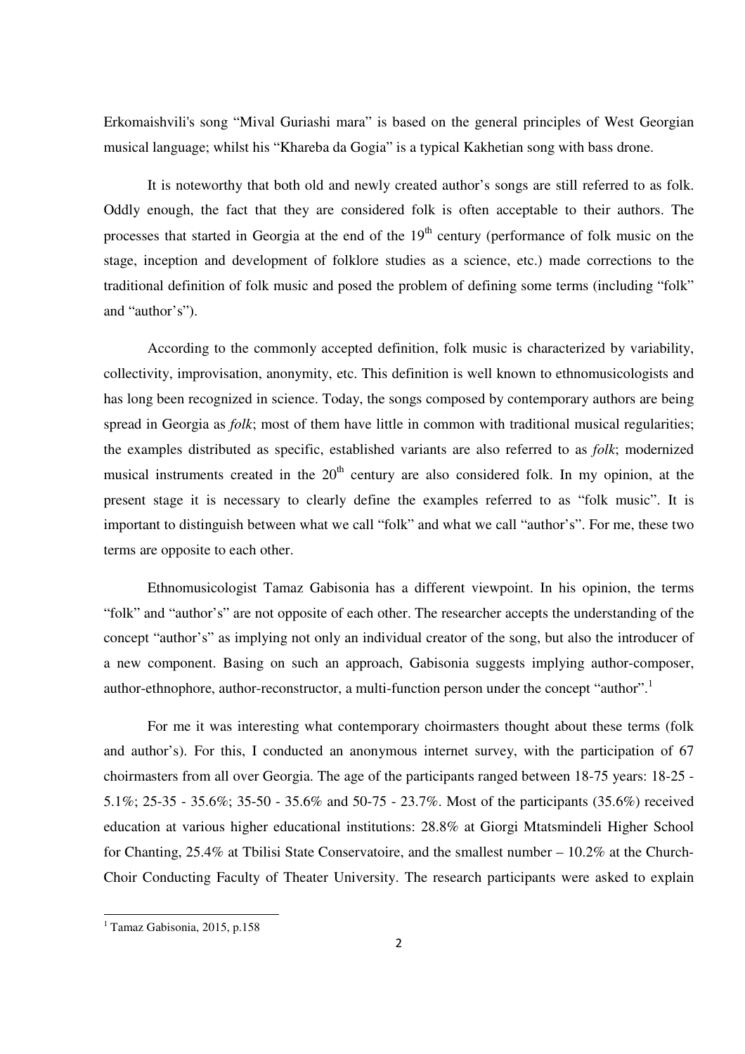Erkomaishvili's song “Mival Guriashi mara” is based on the general principles of West Georgian musical language; whilst his “Khareba da Gogia” is a typical Kakhetian song with bass drone.

It is noteworthy that both old and newly created author’s songs are still referred to as folk. Oddly enough, the fact that they are considered folk is often acceptable to their authors. The processes that started in Georgia at the end of the 19th century (performance of folk music on the stage, inception and development of folklore studies as a science, etc.) made corrections to the traditional definition of folk music and posed the problem of defining some terms (including “folk” and “author’s”).

According to the commonly accepted definition, folk music is characterized by variability, collectivity, improvisation, anonymity, etc. This definition is well known to ethnomusicologists and has long been recognized in science. Today, the songs composed by contemporary authors are being spread in Georgia as *folk*; most of them have little in common with traditional musical regularities; the examples distributed as specific, established variants are also referred to as *folk*; modernized musical instruments created in the 20th century are also considered folk. In my opinion, at the present stage it is necessary to clearly define the examples referred to as “folk music”. It is important to distinguish between what we call “folk” and what we call “author’s”. For me, these two terms are opposite to each other.

Ethnomusicologist Tamaz Gabisonia has a different viewpoint. In his opinion, the terms “folk” and “author’s” are not opposite of each other. The researcher accepts the understanding of the concept “author’s” as implying not only an individual creator of the song, but also the introducer of a new component. Basing on such an approach, Gabisonia suggests implying author-composer, author-ethnophore, author-reconstructor, a multi-function person under the concept “author”.[1]

For me it was interesting what contemporary choirmasters thought about these terms (folk and author’s). For this, I conducted an anonymous internet survey, with the participation of 67 choirmasters from all over Georgia. The age of the participants ranged between 18-75 years: 18-25 - 5.1%; 25-35 - 35.6%; 35-50 - 35.6% and 50-75 - 23.7%. Most of the participants (35.6%) received education at various higher educational institutions: 28.8% at Giorgi Mtatsmindeli Higher School for Chanting, 25.4% at Tbilisi State Conservatoire, and the smallest number – 10.2% at the Church-Choir Conducting Faculty of Theater University. The research participants were asked to explain

[1] Tamaz Gabisonia, 2015, p.158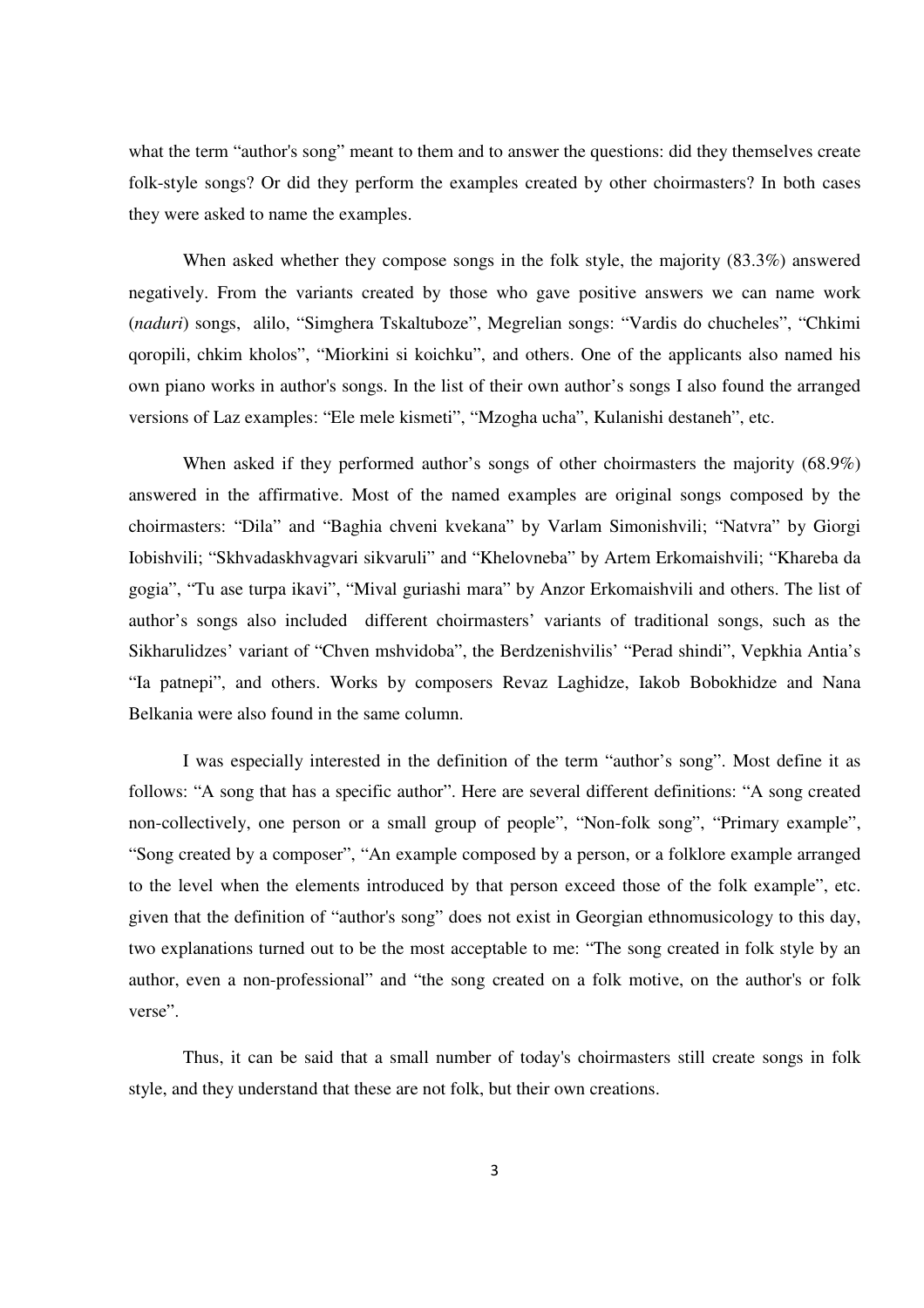what the term “author's song” meant to them and to answer the questions: did they themselves create folk-style songs? Or did they perform the examples created by other choirmasters? In both cases they were asked to name the examples.

When asked whether they compose songs in the folk style, the majority (83.3%) answered negatively. From the variants created by those who gave positive answers we can name work (*naduri*) songs, alilo, “Simghera Tskaltuboze”, Megrelian songs: “Vardis do chucheles”, “Chkimi qoropili, chkim kholos”, “Miorkini si koichku”, and others. One of the applicants also named his own piano works in author's songs. In the list of their own author’s songs I also found the arranged versions of Laz examples: “Ele mele kismeti”, “Mzogha ucha”, Kulanishi destaneh”, etc.

When asked if they performed author’s songs of other choirmasters the majority (68.9%) answered in the affirmative. Most of the named examples are original songs composed by the choirmasters: “Dila” and “Baghia chveni kvekana” by Varlam Simonishvili; “Natvra” by Giorgi Iobishvili; “Skhvadaskhvagvari sikvaruli” and “Khelovneba” by Artem Erkomaishvili; “Khareba da gogia”, “Tu ase turpa ikavi”, “Mival guriashi mara” by Anzor Erkomaishvili and others. The list of author’s songs also included different choirmasters’ variants of traditional songs, such as the Sikharulidzes’ variant of “Chven mshvidoba”, the Berdzenishvilis’ “Perad shindi”, Vepkhia Antia’s “Ia patnepi”, and others. Works by composers Revaz Laghidze, Iakob Bobokhidze and Nana Belkania were also found in the same column.

I was especially interested in the definition of the term “author’s song”. Most define it as follows: “A song that has a specific author”. Here are several different definitions: “A song created non-collectively, one person or a small group of people”, “Non-folk song”, “Primary example”, “Song created by a composer”, “An example composed by a person, or a folklore example arranged to the level when the elements introduced by that person exceed those of the folk example”, etc. given that the definition of “author's song” does not exist in Georgian ethnomusicology to this day, two explanations turned out to be the most acceptable to me: “The song created in folk style by an author, even a non-professional” and “the song created on a folk motive, on the author's or folk verse”.

Thus, it can be said that a small number of today's choirmasters still create songs in folk style, and they understand that these are not folk, but their own creations.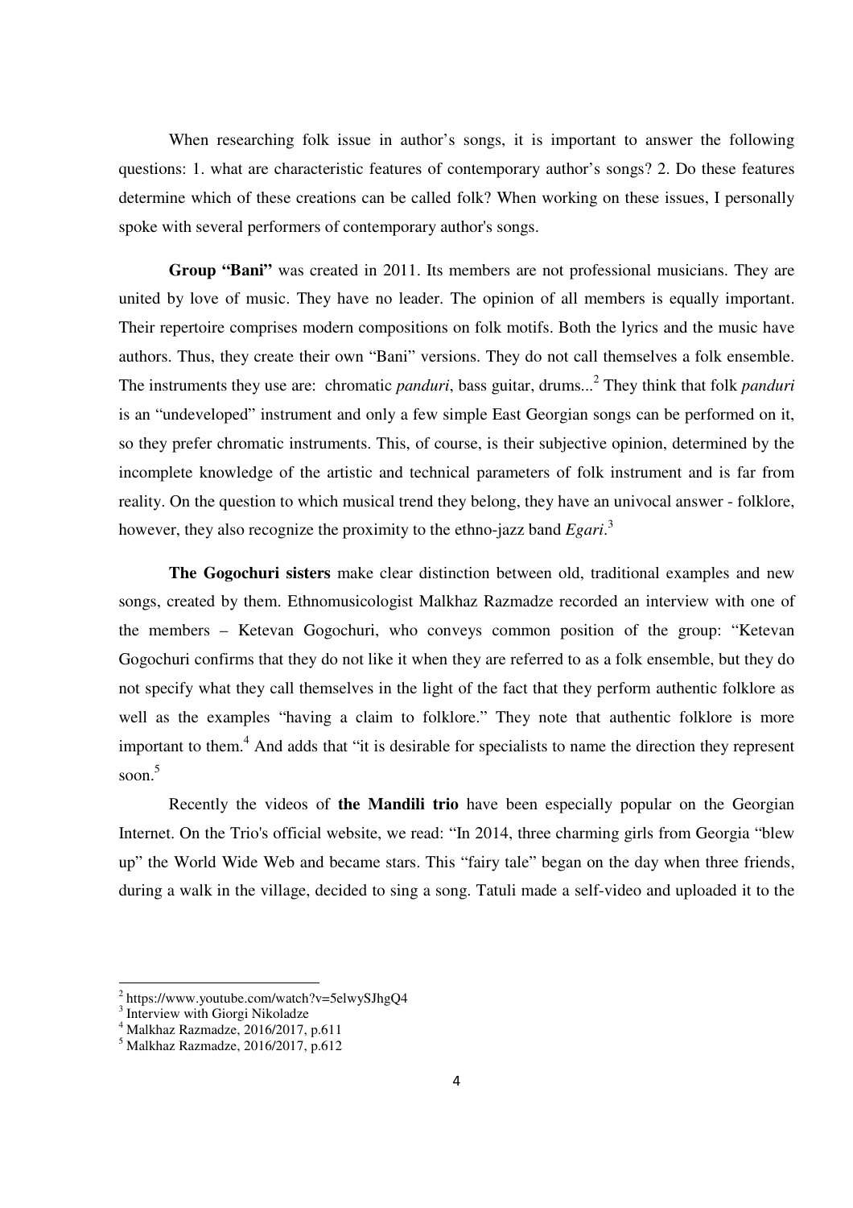When researching folk issue in author's songs, it is important to answer the following questions: 1. what are characteristic features of contemporary author's songs? 2. Do these features determine which of these creations can be called folk? When working on these issues, I personally spoke with several performers of contemporary author's songs.

**Group "Bani"** was created in 2011. Its members are not professional musicians. They are united by love of music. They have no leader. The opinion of all members is equally important. Their repertoire comprises modern compositions on folk motifs. Both the lyrics and the music have authors. Thus, they create their own "Bani" versions. They do not call themselves a folk ensemble. The instruments they use are: chromatic *panduri*, bass guitar, drums...[2] They think that folk *panduri* is an "undeveloped" instrument and only a few simple East Georgian songs can be performed on it, so they prefer chromatic instruments. This, of course, is their subjective opinion, determined by the incomplete knowledge of the artistic and technical parameters of folk instrument and is far from reality. On the question to which musical trend they belong, they have an univocal answer - folklore, however, they also recognize the proximity to the ethno-jazz band *Egari*.[3]

**The Gogochuri sisters** make clear distinction between old, traditional examples and new songs, created by them. Ethnomusicologist Malkhaz Razmadze recorded an interview with one of the members – Ketevan Gogochuri, who conveys common position of the group: "Ketevan Gogochuri confirms that they do not like it when they are referred to as a folk ensemble, but they do not specify what they call themselves in the light of the fact that they perform authentic folklore as well as the examples "having a claim to folklore." They note that authentic folklore is more important to them.[4] And adds that "it is desirable for specialists to name the direction they represent soon.[5]

Recently the videos of **the Mandili trio** have been especially popular on the Georgian Internet. On the Trio's official website, we read: "In 2014, three charming girls from Georgia "blew up" the World Wide Web and became stars. This "fairy tale" began on the day when three friends, during a walk in the village, decided to sing a song. Tatuli made a self-video and uploaded it to the

---

[2] https://www.youtube.com/watch?v=5elwySJhgQ4
[3] Interview with Giorgi Nikoladze
[4] Malkhaz Razmadze, 2016/2017, p.611
[5] Malkhaz Razmadze, 2016/2017, p.612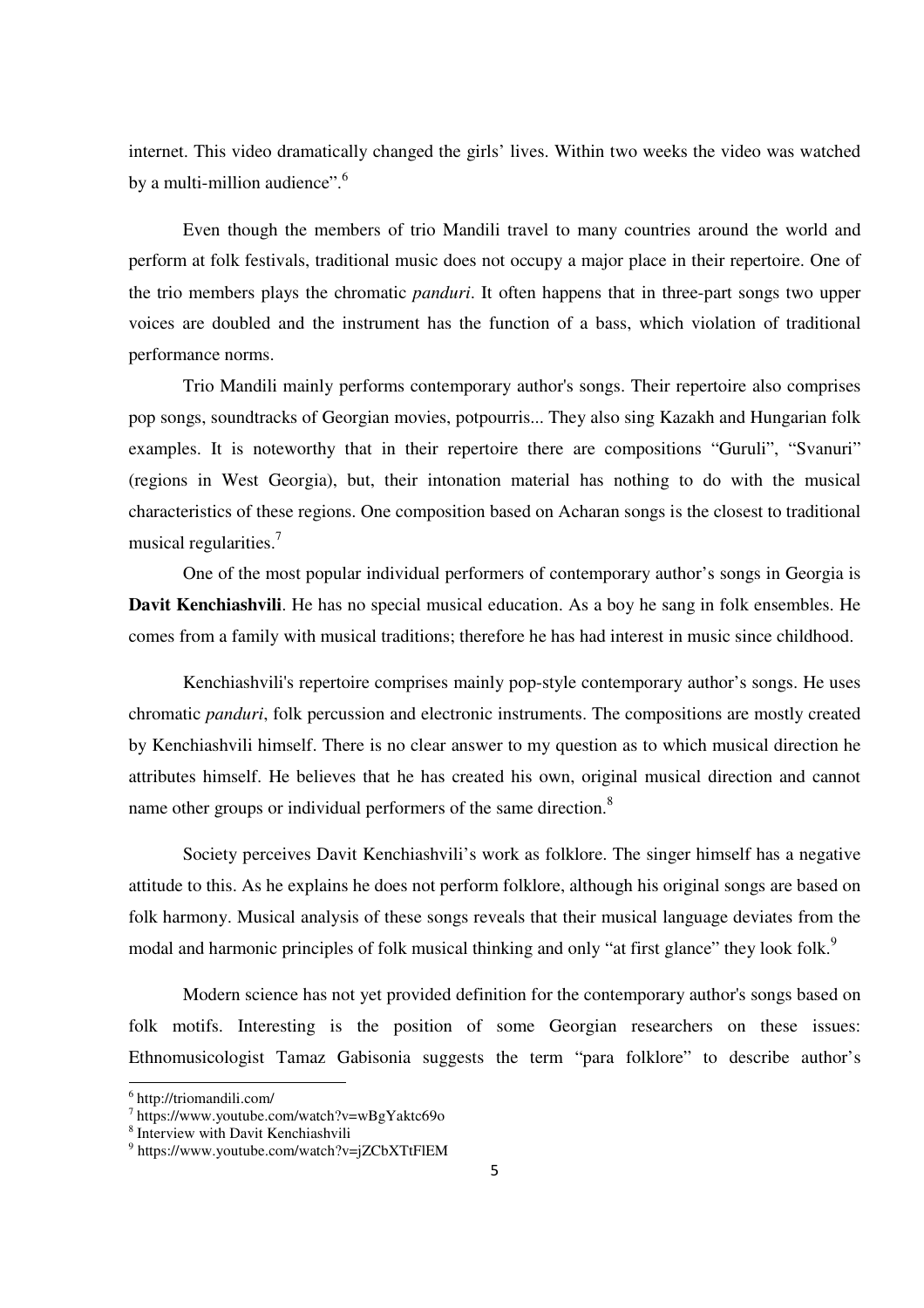internet. This video dramatically changed the girls' lives. Within two weeks the video was watched by a multi-million audience".[6]

Even though the members of trio Mandili travel to many countries around the world and perform at folk festivals, traditional music does not occupy a major place in their repertoire. One of the trio members plays the chromatic *panduri*. It often happens that in three-part songs two upper voices are doubled and the instrument has the function of a bass, which violation of traditional performance norms.

Trio Mandili mainly performs contemporary author's songs. Their repertoire also comprises pop songs, soundtracks of Georgian movies, potpourris... They also sing Kazakh and Hungarian folk examples. It is noteworthy that in their repertoire there are compositions "Guruli", "Svanuri" (regions in West Georgia), but, their intonation material has nothing to do with the musical characteristics of these regions. One composition based on Acharan songs is the closest to traditional musical regularities.[7]

One of the most popular individual performers of contemporary author's songs in Georgia is **Davit Kenchiashvili**. He has no special musical education. As a boy he sang in folk ensembles. He comes from a family with musical traditions; therefore he has had interest in music since childhood.

Kenchiashvili's repertoire comprises mainly pop-style contemporary author's songs. He uses chromatic *panduri*, folk percussion and electronic instruments. The compositions are mostly created by Kenchiashvili himself. There is no clear answer to my question as to which musical direction he attributes himself. He believes that he has created his own, original musical direction and cannot name other groups or individual performers of the same direction.[8]

Society perceives Davit Kenchiashvili's work as folklore. The singer himself has a negative attitude to this. As he explains he does not perform folklore, although his original songs are based on folk harmony. Musical analysis of these songs reveals that their musical language deviates from the modal and harmonic principles of folk musical thinking and only "at first glance" they look folk.[9]

Modern science has not yet provided definition for the contemporary author's songs based on folk motifs. Interesting is the position of some Georgian researchers on these issues: Ethnomusicologist Tamaz Gabisonia suggests the term "para folklore" to describe author's

---

[6] http://triomandili.com/

[7] https://www.youtube.com/watch?v=wBgYaktc69o

[8] Interview with Davit Kenchiashvili

[9] https://www.youtube.com/watch?v=jZCbXTtFlEM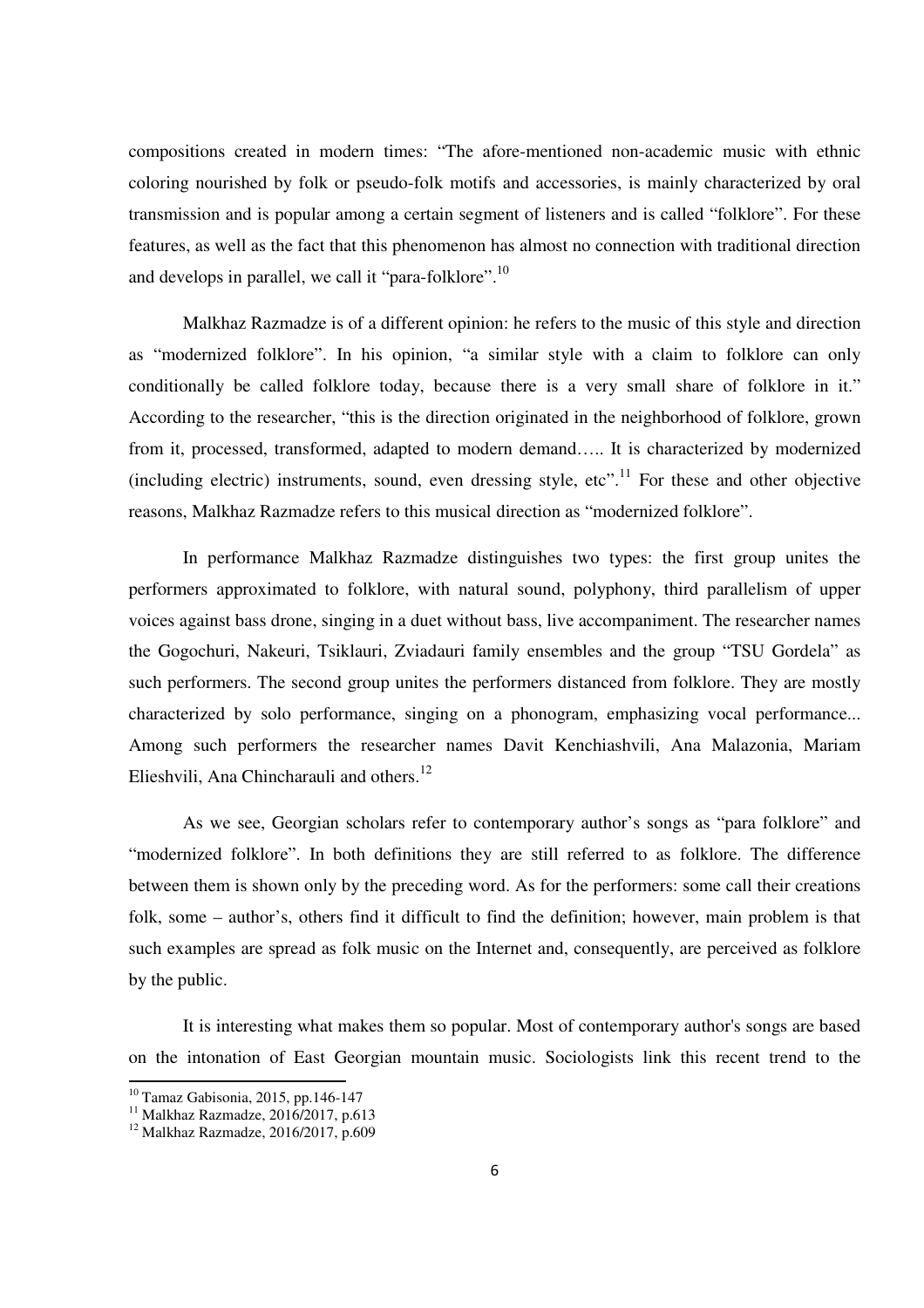compositions created in modern times: "The afore-mentioned non-academic music with ethnic coloring nourished by folk or pseudo-folk motifs and accessories, is mainly characterized by oral transmission and is popular among a certain segment of listeners and is called "folklore". For these features, as well as the fact that this phenomenon has almost no connection with traditional direction and develops in parallel, we call it "para-folklore".[10]

Malkhaz Razmadze is of a different opinion: he refers to the music of this style and direction as "modernized folklore". In his opinion, "a similar style with a claim to folklore can only conditionally be called folklore today, because there is a very small share of folklore in it." According to the researcher, "this is the direction originated in the neighborhood of folklore, grown from it, processed, transformed, adapted to modern demand….. It is characterized by modernized (including electric) instruments, sound, even dressing style, etc".[11] For these and other objective reasons, Malkhaz Razmadze refers to this musical direction as "modernized folklore".

In performance Malkhaz Razmadze distinguishes two types: the first group unites the performers approximated to folklore, with natural sound, polyphony, third parallelism of upper voices against bass drone, singing in a duet without bass, live accompaniment. The researcher names the Gogochuri, Nakeuri, Tsiklauri, Zviadauri family ensembles and the group "TSU Gordela" as such performers. The second group unites the performers distanced from folklore. They are mostly characterized by solo performance, singing on a phonogram, emphasizing vocal performance... Among such performers the researcher names Davit Kenchiashvili, Ana Malazonia, Mariam Elieshvili, Ana Chincharauli and others.[12]

As we see, Georgian scholars refer to contemporary author's songs as "para folklore" and "modernized folklore". In both definitions they are still referred to as folklore. The difference between them is shown only by the preceding word. As for the performers: some call their creations folk, some – author's, others find it difficult to find the definition; however, main problem is that such examples are spread as folk music on the Internet and, consequently, are perceived as folklore by the public.

It is interesting what makes them so popular. Most of contemporary author's songs are based on the intonation of East Georgian mountain music. Sociologists link this recent trend to the

---

[10] Tamaz Gabisonia, 2015, pp.146-147

[11] Malkhaz Razmadze, 2016/2017, p.613

[12] Malkhaz Razmadze, 2016/2017, p.609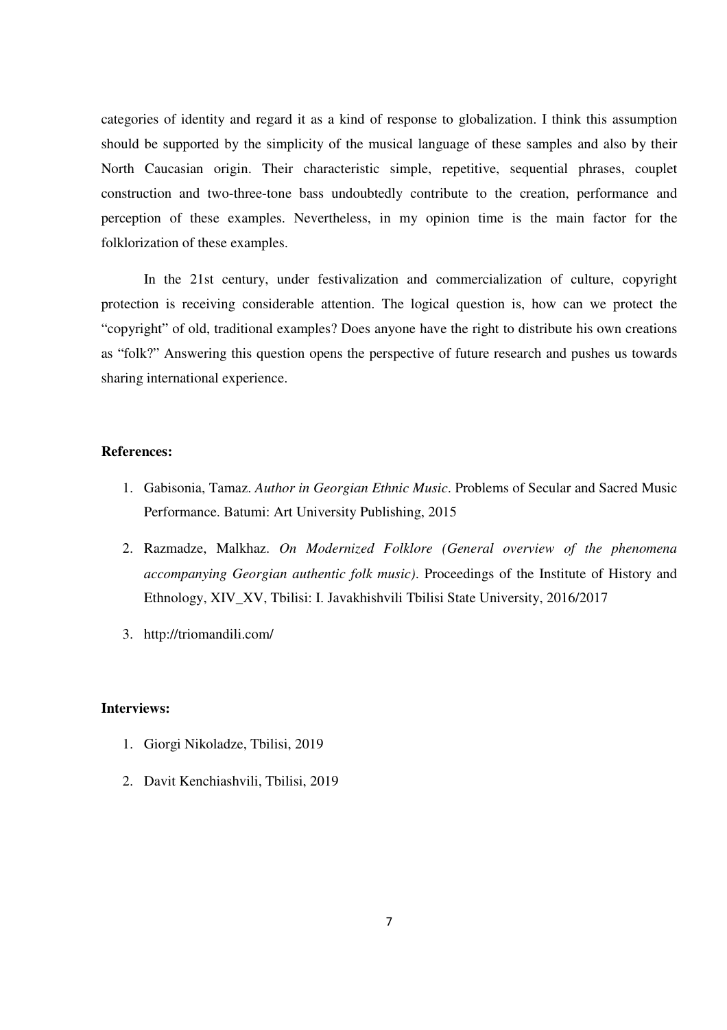categories of identity and regard it as a kind of response to globalization. I think this assumption should be supported by the simplicity of the musical language of these samples and also by their North Caucasian origin. Their characteristic simple, repetitive, sequential phrases, couplet construction and two-three-tone bass undoubtedly contribute to the creation, performance and perception of these examples. Nevertheless, in my opinion time is the main factor for the folklorization of these examples.

In the 21st century, under festivalization and commercialization of culture, copyright protection is receiving considerable attention. The logical question is, how can we protect the "copyright" of old, traditional examples? Does anyone have the right to distribute his own creations as "folk?" Answering this question opens the perspective of future research and pushes us towards sharing international experience.

**References:**

1. Gabisonia, Tamaz. *Author in Georgian Ethnic Music*. Problems of Secular and Sacred Music Performance. Batumi: Art University Publishing, 2015
2. Razmadze, Malkhaz. *On Modernized Folklore (General overview of the phenomena accompanying Georgian authentic folk music)*. Proceedings of the Institute of History and Ethnology, XIV_XV, Tbilisi: I. Javakhishvili Tbilisi State University, 2016/2017
3. http://triomandili.com/

**Interviews:**

1. Giorgi Nikoladze, Tbilisi, 2019
2. Davit Kenchiashvili, Tbilisi, 2019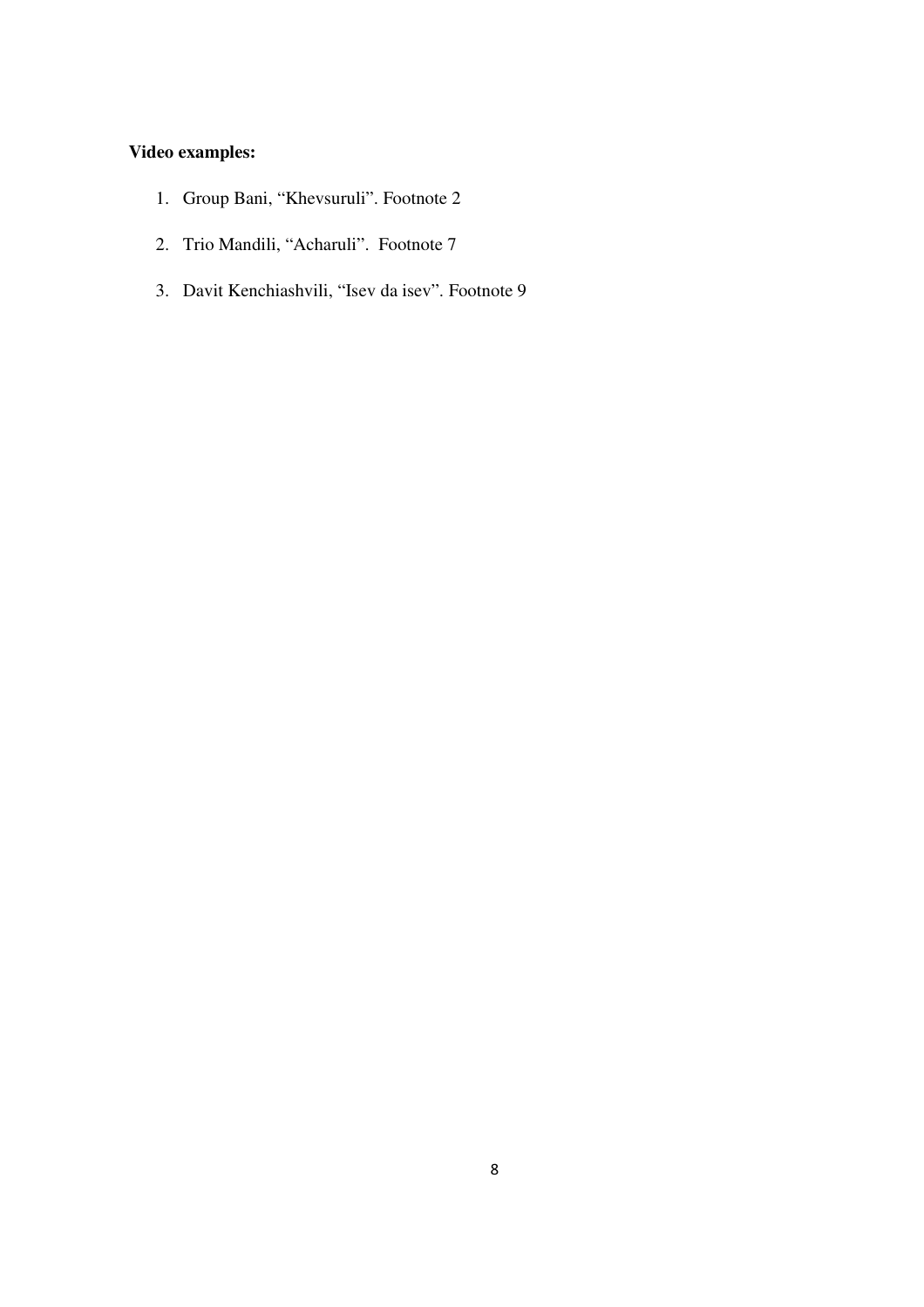**Video examples:**

1. Group Bani, "Khevsuruli". Footnote 2
2. Trio Mandili, "Acharuli". Footnote 7
3. Davit Kenchiashvili, "Isev da isev". Footnote 9